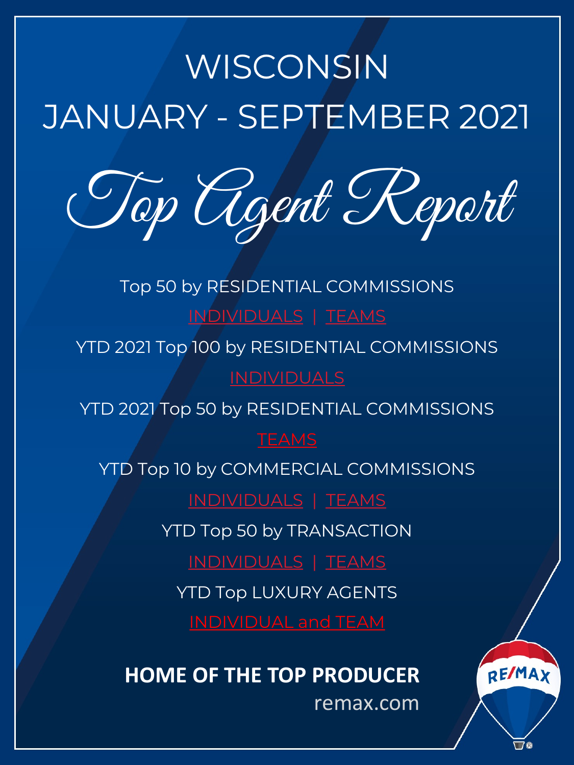# WISCONSIN

# JANUARY - SEPTEMBER 2021

# Top Agent Report

Top 50 by RESIDENTIAL COMMISSIONS

INDIVIDUALS | TEAMS

YTD 2021 Top 100 by RESIDENTIAL COMMISSIONS

INDIVIDUALS

YTD 2021 Top 50 by RESIDENTIAL COMMISSIONS

TEAMS

YTD Top 10 by COMMERCIAL COMMISSIONS

INDIVIDUALS | TEAMS

YTD Top 50 by TRANSACTION

INDIVIDUALS | TEAMS

YTD Top LUXURY AGENTS

INDIVIDUAL and TEAM

**HOME OF THE TOP PRODUCER**

remax.com

RE/MAX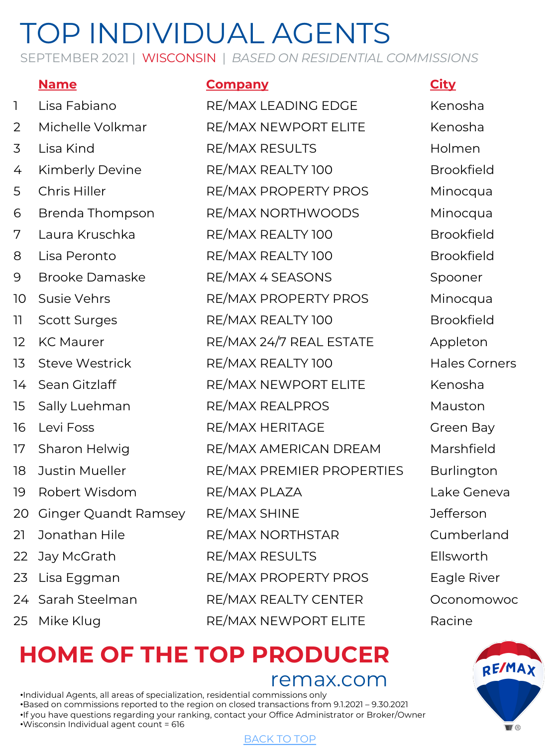# TOP INDIVIDUAL AGENTS

SEPTEMBER 2021 | WISCONSIN | *BASED ON RESIDENTIAL COMMISSIONS*

| | Name | Company | City |
|---|---|---|---|
| 1 | Lisa Fabiano | RE/MAX LEADING EDGE | Kenosha |
| 2 | Michelle Volkmar | RE/MAX NEWPORT ELITE | Kenosha |
| 3 | Lisa Kind | RE/MAX RESULTS | Holmen |
| 4 | Kimberly Devine | RE/MAX REALTY 100 | Brookfield |
| 5 | Chris Hiller | RE/MAX PROPERTY PROS | Minocqua |
| 6 | Brenda Thompson | RE/MAX NORTHWOODS | Minocqua |
| 7 | Laura Kruschka | RE/MAX REALTY 100 | Brookfield |
| 8 | Lisa Peronto | RE/MAX REALTY 100 | Brookfield |
| 9 | Brooke Damaske | RE/MAX 4 SEASONS | Spooner |
| 10 | Susie Vehrs | RE/MAX PROPERTY PROS | Minocqua |
| 11 | Scott Surges | RE/MAX REALTY 100 | Brookfield |
| 12 | KC Maurer | RE/MAX 24/7 REAL ESTATE | Appleton |
| 13 | Steve Westrick | RE/MAX REALTY 100 | Hales Corners |
| 14 | Sean Gitzlaff | RE/MAX NEWPORT ELITE | Kenosha |
| 15 | Sally Luehman | RE/MAX REALPROS | Mauston |
| 16 | Levi Foss | RE/MAX HERITAGE | Green Bay |
| 17 | Sharon Helwig | RE/MAX AMERICAN DREAM | Marshfield |
| 18 | Justin Mueller | RE/MAX PREMIER PROPERTIES | Burlington |
| 19 | Robert Wisdom | RE/MAX PLAZA | Lake Geneva |
| 20 | Ginger Quandt Ramsey | RE/MAX SHINE | Jefferson |
| 21 | Jonathan Hile | RE/MAX NORTHSTAR | Cumberland |
| 22 | Jay McGrath | RE/MAX RESULTS | Ellsworth |
| 23 | Lisa Eggman | RE/MAX PROPERTY PROS | Eagle River |
| 24 | Sarah Steelman | RE/MAX REALTY CENTER | Oconomowoc |
| 25 | Mike Klug | RE/MAX NEWPORT ELITE | Racine |

**HOME OF THE TOP PRODUCER**

remax.com

- Individual Agents, all areas of specialization, residential commissions only
- Based on commissions reported to the region on closed transactions from 9.1.2021 – 9.30.2021
- If you have questions regarding your ranking, contact your Office Administrator or Broker/Owner
- Wisconsin Individual agent count = 616

BACK TO TOP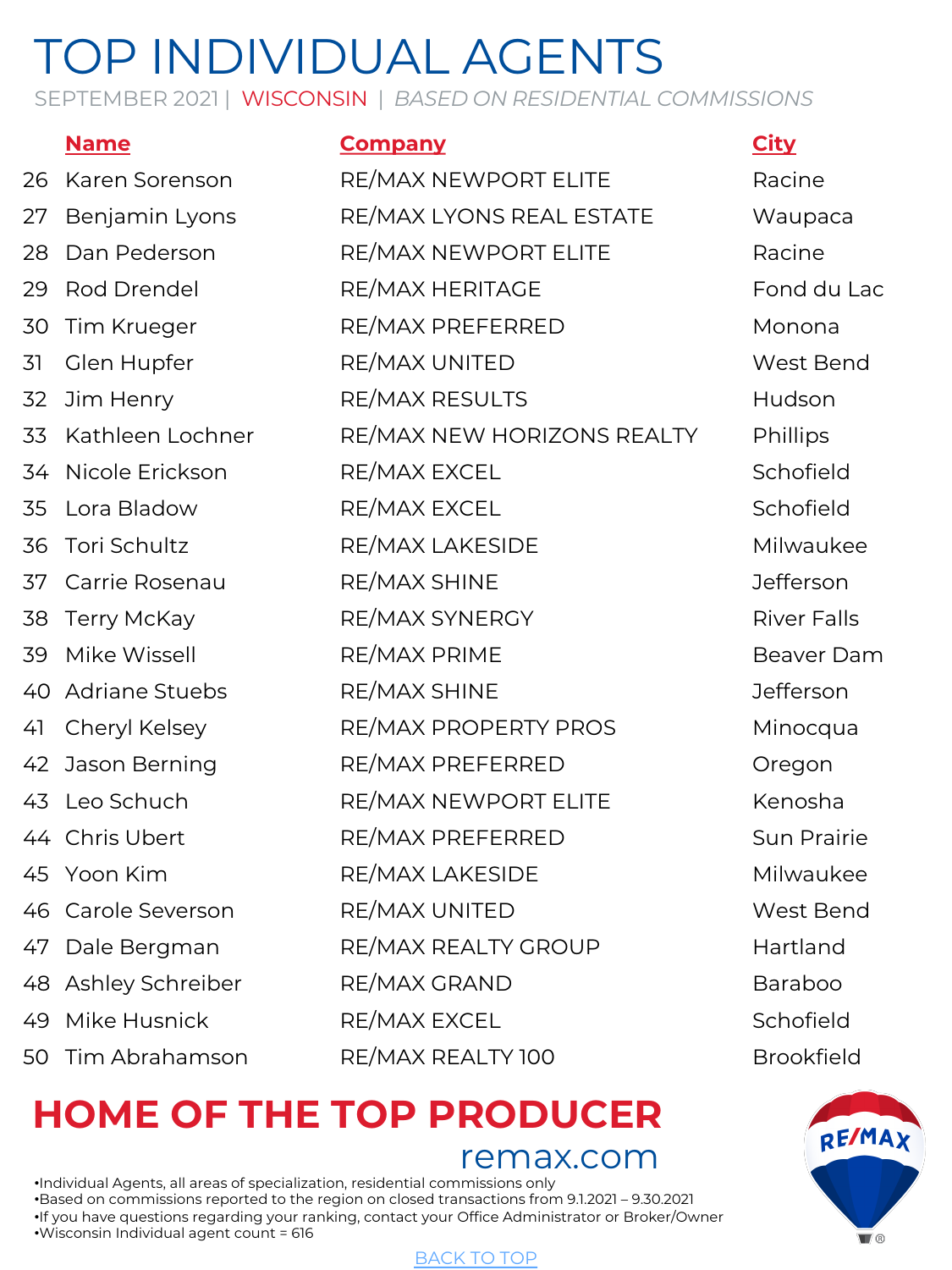# TOP INDIVIDUAL AGENTS

SEPTEMBER 2021 | WISCONSIN | *BASED ON RESIDENTIAL COMMISSIONS*

| | Name | Company | City |
|---|---|---|---|
| 26 | Karen Sorenson | RE/MAX NEWPORT ELITE | Racine |
| 27 | Benjamin Lyons | RE/MAX LYONS REAL ESTATE | Waupaca |
| 28 | Dan Pederson | RE/MAX NEWPORT ELITE | Racine |
| 29 | Rod Drendel | RE/MAX HERITAGE | Fond du Lac |
| 30 | Tim Krueger | RE/MAX PREFERRED | Monona |
| 31 | Glen Hupfer | RE/MAX UNITED | West Bend |
| 32 | Jim Henry | RE/MAX RESULTS | Hudson |
| 33 | Kathleen Lochner | RE/MAX NEW HORIZONS REALTY | Phillips |
| 34 | Nicole Erickson | RE/MAX EXCEL | Schofield |
| 35 | Lora Bladow | RE/MAX EXCEL | Schofield |
| 36 | Tori Schultz | RE/MAX LAKESIDE | Milwaukee |
| 37 | Carrie Rosenau | RE/MAX SHINE | Jefferson |
| 38 | Terry McKay | RE/MAX SYNERGY | River Falls |
| 39 | Mike Wissell | RE/MAX PRIME | Beaver Dam |
| 40 | Adriane Stuebs | RE/MAX SHINE | Jefferson |
| 41 | Cheryl Kelsey | RE/MAX PROPERTY PROS | Minocqua |
| 42 | Jason Berning | RE/MAX PREFERRED | Oregon |
| 43 | Leo Schuch | RE/MAX NEWPORT ELITE | Kenosha |
| 44 | Chris Ubert | RE/MAX PREFERRED | Sun Prairie |
| 45 | Yoon Kim | RE/MAX LAKESIDE | Milwaukee |
| 46 | Carole Severson | RE/MAX UNITED | West Bend |
| 47 | Dale Bergman | RE/MAX REALTY GROUP | Hartland |
| 48 | Ashley Schreiber | RE/MAX GRAND | Baraboo |
| 49 | Mike Husnick | RE/MAX EXCEL | Schofield |
| 50 | Tim Abrahamson | RE/MAX REALTY 100 | Brookfield |

**HOME OF THE TOP PRODUCER**

remax.com

•Individual Agents, all areas of specialization, residential commissions only
•Based on commissions reported to the region on closed transactions from 9.1.2021 – 9.30.2021
•If you have questions regarding your ranking, contact your Office Administrator or Broker/Owner
•Wisconsin Individual agent count = 616

BACK TO TOP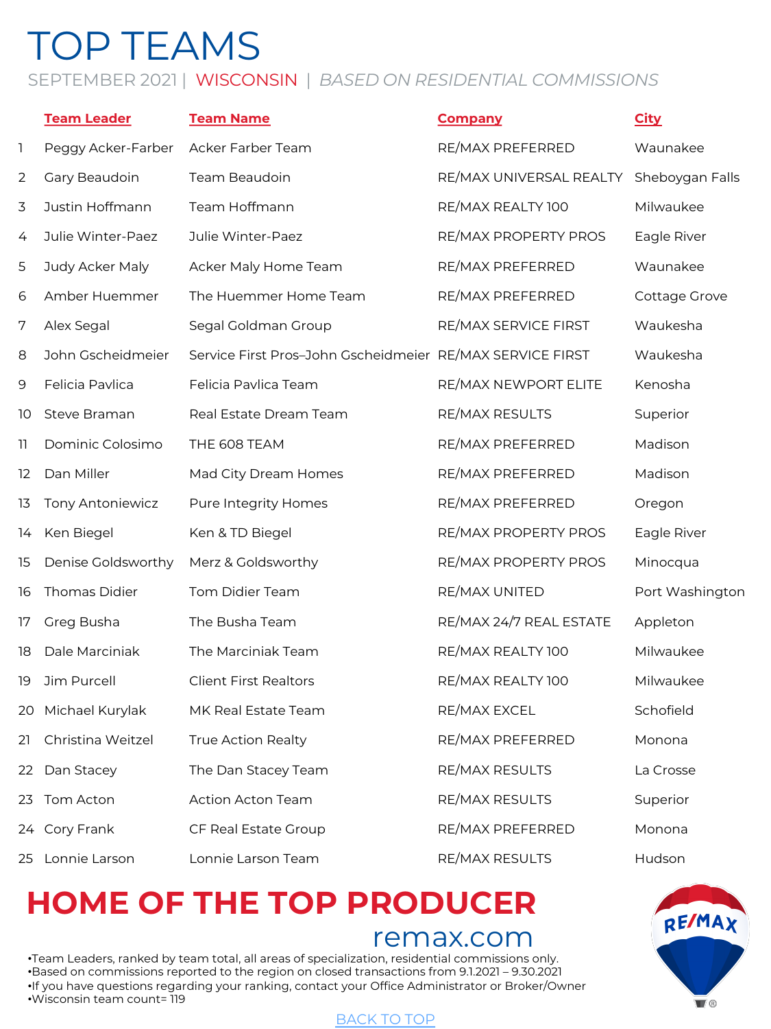# TOP TEAMS

SEPTEMBER 2021 | WISCONSIN | *BASED ON RESIDENTIAL COMMISSIONS*

| | Team Leader | Team Name | Company | City |
|---|---|---|---|---|
| 1 | Peggy Acker-Farber | Acker Farber Team | RE/MAX PREFERRED | Waunakee |
| 2 | Gary Beaudoin | Team Beaudoin | RE/MAX UNIVERSAL REALTY | Sheboygan Falls |
| 3 | Justin Hoffmann | Team Hoffmann | RE/MAX REALTY 100 | Milwaukee |
| 4 | Julie Winter-Paez | Julie Winter-Paez | RE/MAX PROPERTY PROS | Eagle River |
| 5 | Judy Acker Maly | Acker Maly Home Team | RE/MAX PREFERRED | Waunakee |
| 6 | Amber Huemmer | The Huemmer Home Team | RE/MAX PREFERRED | Cottage Grove |
| 7 | Alex Segal | Segal Goldman Group | RE/MAX SERVICE FIRST | Waukesha |
| 8 | John Gscheidmeier | Service First Pros–John Gscheidmeier | RE/MAX SERVICE FIRST | Waukesha |
| 9 | Felicia Pavlica | Felicia Pavlica Team | RE/MAX NEWPORT ELITE | Kenosha |
| 10 | Steve Braman | Real Estate Dream Team | RE/MAX RESULTS | Superior |
| 11 | Dominic Colosimo | THE 608 TEAM | RE/MAX PREFERRED | Madison |
| 12 | Dan Miller | Mad City Dream Homes | RE/MAX PREFERRED | Madison |
| 13 | Tony Antoniewicz | Pure Integrity Homes | RE/MAX PREFERRED | Oregon |
| 14 | Ken Biegel | Ken & TD Biegel | RE/MAX PROPERTY PROS | Eagle River |
| 15 | Denise Goldsworthy | Merz & Goldsworthy | RE/MAX PROPERTY PROS | Minocqua |
| 16 | Thomas Didier | Tom Didier Team | RE/MAX UNITED | Port Washington |
| 17 | Greg Busha | The Busha Team | RE/MAX 24/7 REAL ESTATE | Appleton |
| 18 | Dale Marciniak | The Marciniak Team | RE/MAX REALTY 100 | Milwaukee |
| 19 | Jim Purcell | Client First Realtors | RE/MAX REALTY 100 | Milwaukee |
| 20 | Michael Kurylak | MK Real Estate Team | RE/MAX EXCEL | Schofield |
| 21 | Christina Weitzel | True Action Realty | RE/MAX PREFERRED | Monona |
| 22 | Dan Stacey | The Dan Stacey Team | RE/MAX RESULTS | La Crosse |
| 23 | Tom Acton | Action Acton Team | RE/MAX RESULTS | Superior |
| 24 | Cory Frank | CF Real Estate Group | RE/MAX PREFERRED | Monona |
| 25 | Lonnie Larson | Lonnie Larson Team | RE/MAX RESULTS | Hudson |

**HOME OF THE TOP PRODUCER**

remax.com

- Team Leaders, ranked by team total, all areas of specialization, residential commissions only.
- Based on commissions reported to the region on closed transactions from 9.1.2021 – 9.30.2021
- If you have questions regarding your ranking, contact your Office Administrator or Broker/Owner
- Wisconsin team count= 119

BACK TO TOP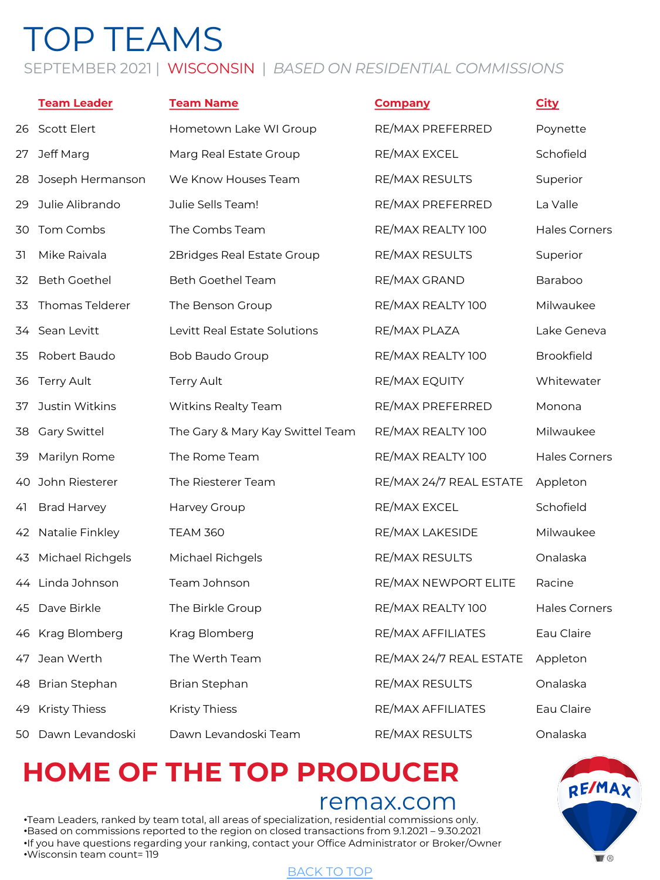# TOP TEAMS

SEPTEMBER 2021 | WISCONSIN | *BASED ON RESIDENTIAL COMMISSIONS*

| | Team Leader | Team Name | Company | City |
|---|---|---|---|---|
| 26 | Scott Elert | Hometown Lake WI Group | RE/MAX PREFERRED | Poynette |
| 27 | Jeff Marg | Marg Real Estate Group | RE/MAX EXCEL | Schofield |
| 28 | Joseph Hermanson | We Know Houses Team | RE/MAX RESULTS | Superior |
| 29 | Julie Alibrando | Julie Sells Team! | RE/MAX PREFERRED | La Valle |
| 30 | Tom Combs | The Combs Team | RE/MAX REALTY 100 | Hales Corners |
| 31 | Mike Raivala | 2Bridges Real Estate Group | RE/MAX RESULTS | Superior |
| 32 | Beth Goethel | Beth Goethel Team | RE/MAX GRAND | Baraboo |
| 33 | Thomas Telderer | The Benson Group | RE/MAX REALTY 100 | Milwaukee |
| 34 | Sean Levitt | Levitt Real Estate Solutions | RE/MAX PLAZA | Lake Geneva |
| 35 | Robert Baudo | Bob Baudo Group | RE/MAX REALTY 100 | Brookfield |
| 36 | Terry Ault | Terry Ault | RE/MAX EQUITY | Whitewater |
| 37 | Justin Witkins | Witkins Realty Team | RE/MAX PREFERRED | Monona |
| 38 | Gary Swittel | The Gary & Mary Kay Swittel Team | RE/MAX REALTY 100 | Milwaukee |
| 39 | Marilyn Rome | The Rome Team | RE/MAX REALTY 100 | Hales Corners |
| 40 | John Riesterer | The Riesterer Team | RE/MAX 24/7 REAL ESTATE | Appleton |
| 41 | Brad Harvey | Harvey Group | RE/MAX EXCEL | Schofield |
| 42 | Natalie Finkley | TEAM 360 | RE/MAX LAKESIDE | Milwaukee |
| 43 | Michael Richgels | Michael Richgels | RE/MAX RESULTS | Onalaska |
| 44 | Linda Johnson | Team Johnson | RE/MAX NEWPORT ELITE | Racine |
| 45 | Dave Birkle | The Birkle Group | RE/MAX REALTY 100 | Hales Corners |
| 46 | Krag Blomberg | Krag Blomberg | RE/MAX AFFILIATES | Eau Claire |
| 47 | Jean Werth | The Werth Team | RE/MAX 24/7 REAL ESTATE | Appleton |
| 48 | Brian Stephan | Brian Stephan | RE/MAX RESULTS | Onalaska |
| 49 | Kristy Thiess | Kristy Thiess | RE/MAX AFFILIATES | Eau Claire |
| 50 | Dawn Levandoski | Dawn Levandoski Team | RE/MAX RESULTS | Onalaska |

## HOME OF THE TOP PRODUCER

remax.com

- Team Leaders, ranked by team total, all areas of specialization, residential commissions only.
- Based on commissions reported to the region on closed transactions from 9.1.2021 – 9.30.2021
- If you have questions regarding your ranking, contact your Office Administrator or Broker/Owner
- Wisconsin team count= 119

BACK TO TOP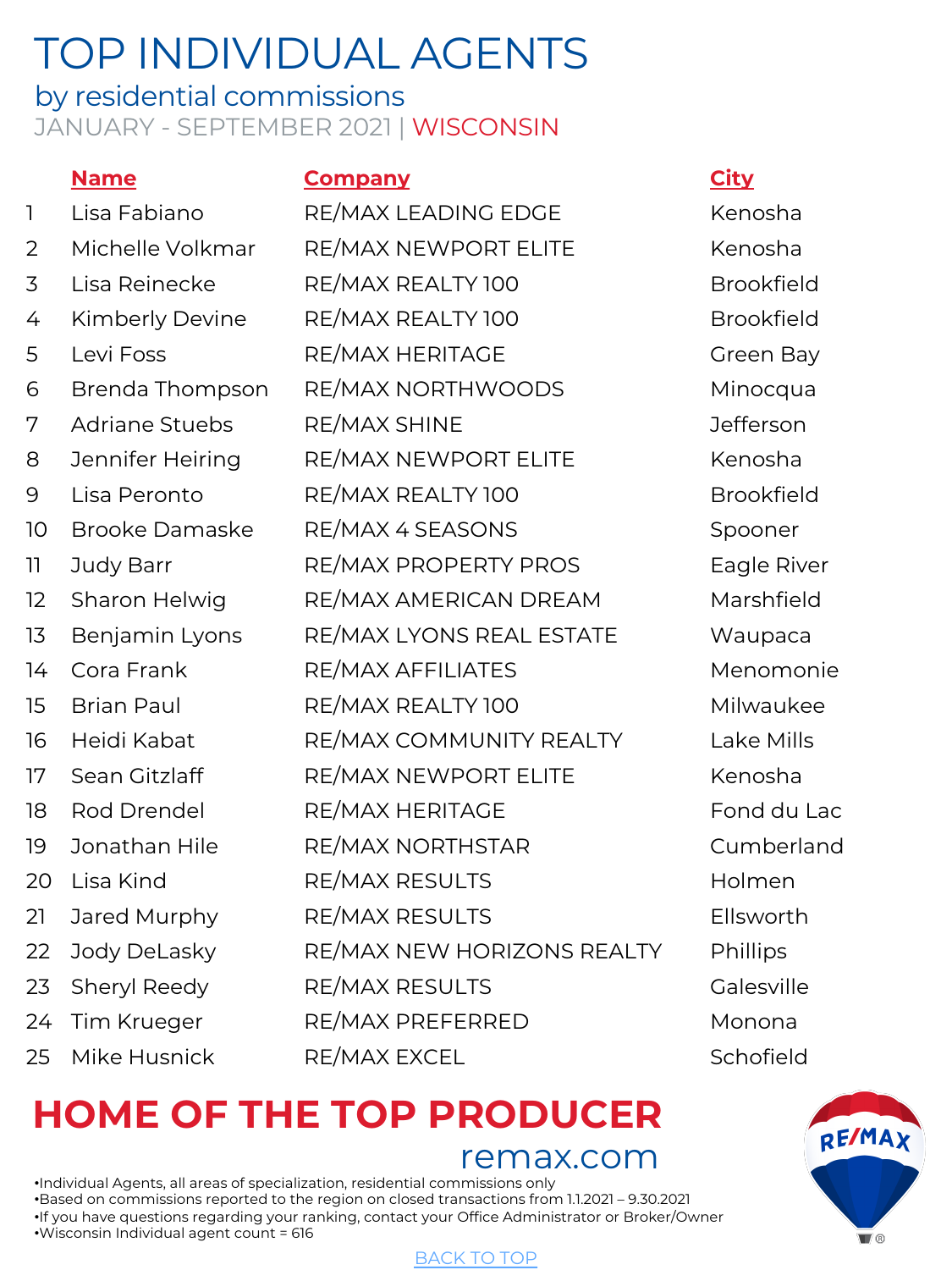# TOP INDIVIDUAL AGENTS

## by residential commissions

JANUARY - SEPTEMBER 2021 | WISCONSIN

| | Name | Company | City |
|---|---|---|---|
| 1 | Lisa Fabiano | RE/MAX LEADING EDGE | Kenosha |
| 2 | Michelle Volkmar | RE/MAX NEWPORT ELITE | Kenosha |
| 3 | Lisa Reinecke | RE/MAX REALTY 100 | Brookfield |
| 4 | Kimberly Devine | RE/MAX REALTY 100 | Brookfield |
| 5 | Levi Foss | RE/MAX HERITAGE | Green Bay |
| 6 | Brenda Thompson | RE/MAX NORTHWOODS | Minocqua |
| 7 | Adriane Stuebs | RE/MAX SHINE | Jefferson |
| 8 | Jennifer Heiring | RE/MAX NEWPORT ELITE | Kenosha |
| 9 | Lisa Peronto | RE/MAX REALTY 100 | Brookfield |
| 10 | Brooke Damaske | RE/MAX 4 SEASONS | Spooner |
| 11 | Judy Barr | RE/MAX PROPERTY PROS | Eagle River |
| 12 | Sharon Helwig | RE/MAX AMERICAN DREAM | Marshfield |
| 13 | Benjamin Lyons | RE/MAX LYONS REAL ESTATE | Waupaca |
| 14 | Cora Frank | RE/MAX AFFILIATES | Menomonie |
| 15 | Brian Paul | RE/MAX REALTY 100 | Milwaukee |
| 16 | Heidi Kabat | RE/MAX COMMUNITY REALTY | Lake Mills |
| 17 | Sean Gitzlaff | RE/MAX NEWPORT ELITE | Kenosha |
| 18 | Rod Drendel | RE/MAX HERITAGE | Fond du Lac |
| 19 | Jonathan Hile | RE/MAX NORTHSTAR | Cumberland |
| 20 | Lisa Kind | RE/MAX RESULTS | Holmen |
| 21 | Jared Murphy | RE/MAX RESULTS | Ellsworth |
| 22 | Jody DeLasky | RE/MAX NEW HORIZONS REALTY | Phillips |
| 23 | Sheryl Reedy | RE/MAX RESULTS | Galesville |
| 24 | Tim Krueger | RE/MAX PREFERRED | Monona |
| 25 | Mike Husnick | RE/MAX EXCEL | Schofield |

**HOME OF THE TOP PRODUCER**

remax.com

- Individual Agents, all areas of specialization, residential commissions only
- Based on commissions reported to the region on closed transactions from 1.1.2021 – 9.30.2021
- If you have questions regarding your ranking, contact your Office Administrator or Broker/Owner
- Wisconsin Individual agent count = 616

BACK TO TOP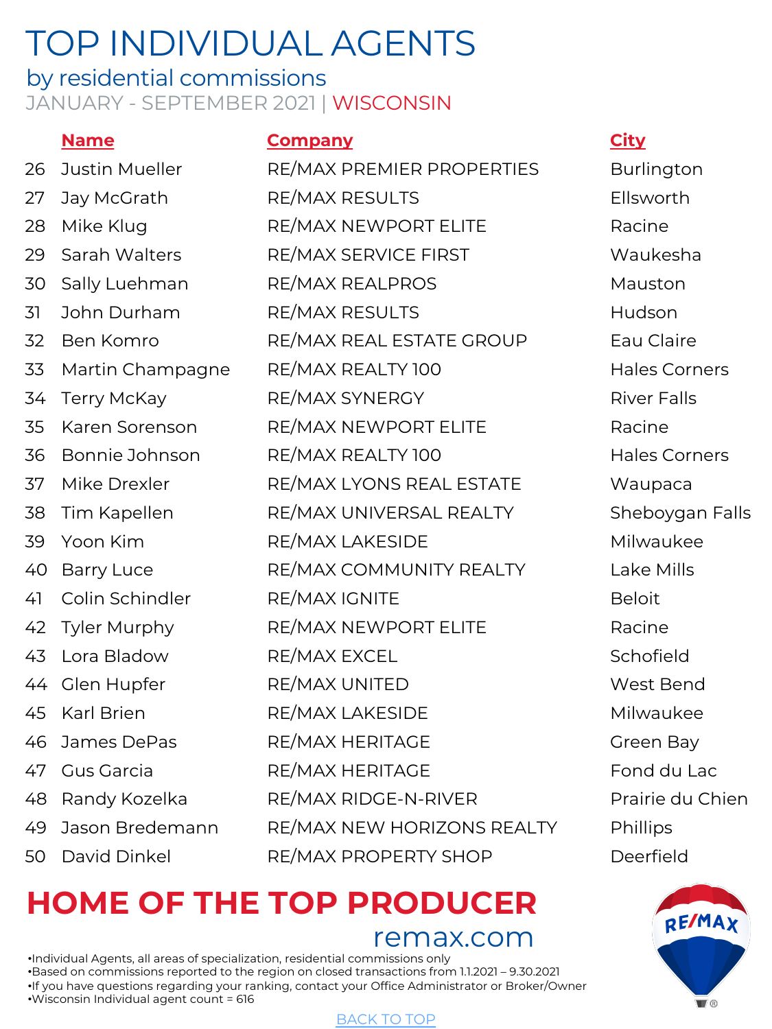# TOP INDIVIDUAL AGENTS

## by residential commissions

JANUARY - SEPTEMBER 2021 | WISCONSIN

| | Name | Company | City |
|---|---|---|---|
| 26 | Justin Mueller | RE/MAX PREMIER PROPERTIES | Burlington |
| 27 | Jay McGrath | RE/MAX RESULTS | Ellsworth |
| 28 | Mike Klug | RE/MAX NEWPORT ELITE | Racine |
| 29 | Sarah Walters | RE/MAX SERVICE FIRST | Waukesha |
| 30 | Sally Luehman | RE/MAX REALPROS | Mauston |
| 31 | John Durham | RE/MAX RESULTS | Hudson |
| 32 | Ben Komro | RE/MAX REAL ESTATE GROUP | Eau Claire |
| 33 | Martin Champagne | RE/MAX REALTY 100 | Hales Corners |
| 34 | Terry McKay | RE/MAX SYNERGY | River Falls |
| 35 | Karen Sorenson | RE/MAX NEWPORT ELITE | Racine |
| 36 | Bonnie Johnson | RE/MAX REALTY 100 | Hales Corners |
| 37 | Mike Drexler | RE/MAX LYONS REAL ESTATE | Waupaca |
| 38 | Tim Kapellen | RE/MAX UNIVERSAL REALTY | Sheboygan Falls |
| 39 | Yoon Kim | RE/MAX LAKESIDE | Milwaukee |
| 40 | Barry Luce | RE/MAX COMMUNITY REALTY | Lake Mills |
| 41 | Colin Schindler | RE/MAX IGNITE | Beloit |
| 42 | Tyler Murphy | RE/MAX NEWPORT ELITE | Racine |
| 43 | Lora Bladow | RE/MAX EXCEL | Schofield |
| 44 | Glen Hupfer | RE/MAX UNITED | West Bend |
| 45 | Karl Brien | RE/MAX LAKESIDE | Milwaukee |
| 46 | James DePas | RE/MAX HERITAGE | Green Bay |
| 47 | Gus Garcia | RE/MAX HERITAGE | Fond du Lac |
| 48 | Randy Kozelka | RE/MAX RIDGE-N-RIVER | Prairie du Chien |
| 49 | Jason Bredemann | RE/MAX NEW HORIZONS REALTY | Phillips |
| 50 | David Dinkel | RE/MAX PROPERTY SHOP | Deerfield |

**HOME OF THE TOP PRODUCER**

remax.com

- Individual Agents, all areas of specialization, residential commissions only
- Based on commissions reported to the region on closed transactions from 1.1.2021 – 9.30.2021
- If you have questions regarding your ranking, contact your Office Administrator or Broker/Owner
- Wisconsin Individual agent count = 616

BACK TO TOP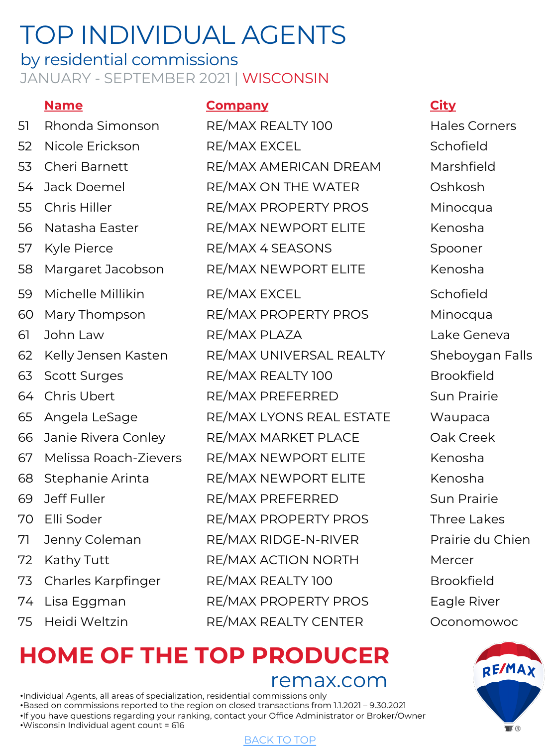# TOP INDIVIDUAL AGENTS

## by residential commissions

JANUARY - SEPTEMBER 2021 | WISCONSIN

| | Name | Company | City |
|---|---|---|---|
| 51 | Rhonda Simonson | RE/MAX REALTY 100 | Hales Corners |
| 52 | Nicole Erickson | RE/MAX EXCEL | Schofield |
| 53 | Cheri Barnett | RE/MAX AMERICAN DREAM | Marshfield |
| 54 | Jack Doemel | RE/MAX ON THE WATER | Oshkosh |
| 55 | Chris Hiller | RE/MAX PROPERTY PROS | Minocqua |
| 56 | Natasha Easter | RE/MAX NEWPORT ELITE | Kenosha |
| 57 | Kyle Pierce | RE/MAX 4 SEASONS | Spooner |
| 58 | Margaret Jacobson | RE/MAX NEWPORT ELITE | Kenosha |
| 59 | Michelle Millikin | RE/MAX EXCEL | Schofield |
| 60 | Mary Thompson | RE/MAX PROPERTY PROS | Minocqua |
| 61 | John Law | RE/MAX PLAZA | Lake Geneva |
| 62 | Kelly Jensen Kasten | RE/MAX UNIVERSAL REALTY | Sheboygan Falls |
| 63 | Scott Surges | RE/MAX REALTY 100 | Brookfield |
| 64 | Chris Ubert | RE/MAX PREFERRED | Sun Prairie |
| 65 | Angela LeSage | RE/MAX LYONS REAL ESTATE | Waupaca |
| 66 | Janie Rivera Conley | RE/MAX MARKET PLACE | Oak Creek |
| 67 | Melissa Roach-Zievers | RE/MAX NEWPORT ELITE | Kenosha |
| 68 | Stephanie Arinta | RE/MAX NEWPORT ELITE | Kenosha |
| 69 | Jeff Fuller | RE/MAX PREFERRED | Sun Prairie |
| 70 | Elli Soder | RE/MAX PROPERTY PROS | Three Lakes |
| 71 | Jenny Coleman | RE/MAX RIDGE-N-RIVER | Prairie du Chien |
| 72 | Kathy Tutt | RE/MAX ACTION NORTH | Mercer |
| 73 | Charles Karpfinger | RE/MAX REALTY 100 | Brookfield |
| 74 | Lisa Eggman | RE/MAX PROPERTY PROS | Eagle River |
| 75 | Heidi Weltzin | RE/MAX REALTY CENTER | Oconomowoc |

**HOME OF THE TOP PRODUCER**

remax.com

- Individual Agents, all areas of specialization, residential commissions only
- Based on commissions reported to the region on closed transactions from 1.1.2021 – 9.30.2021
- If you have questions regarding your ranking, contact your Office Administrator or Broker/Owner
- Wisconsin Individual agent count = 616

BACK TO TOP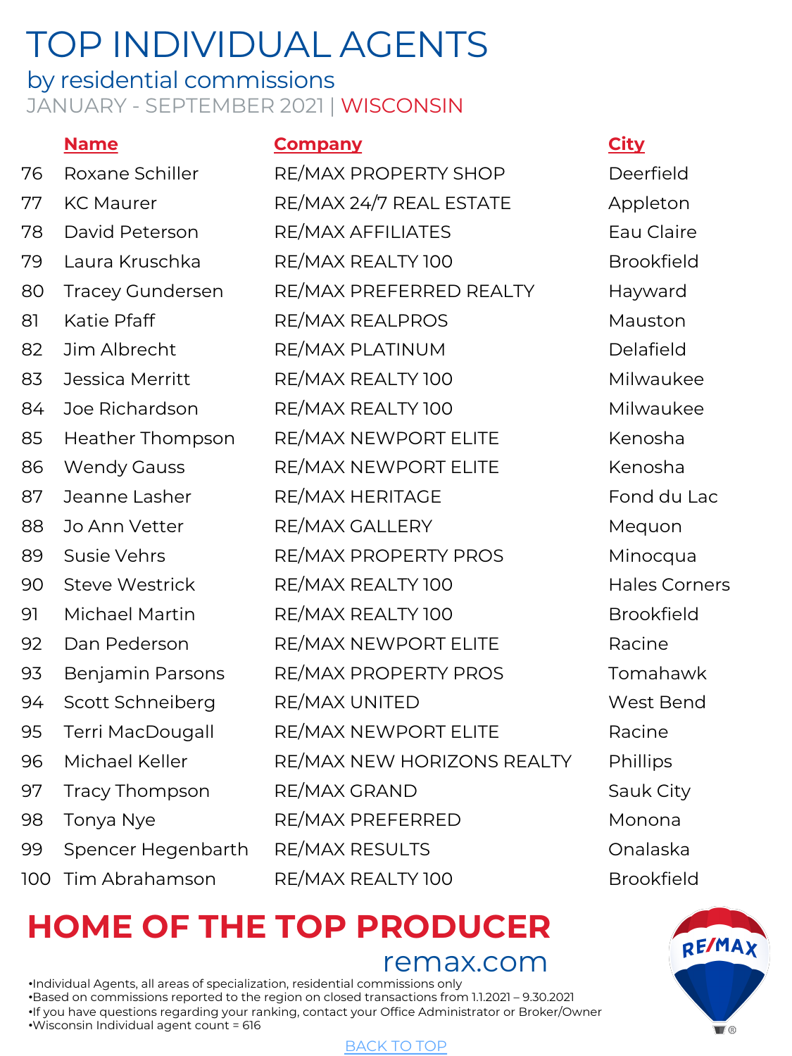# TOP INDIVIDUAL AGENTS

## by residential commissions

JANUARY - SEPTEMBER 2021 | WISCONSIN

| | Name | Company | City |
|---|---|---|---|
| 76 | Roxane Schiller | RE/MAX PROPERTY SHOP | Deerfield |
| 77 | KC Maurer | RE/MAX 24/7 REAL ESTATE | Appleton |
| 78 | David Peterson | RE/MAX AFFILIATES | Eau Claire |
| 79 | Laura Kruschka | RE/MAX REALTY 100 | Brookfield |
| 80 | Tracey Gundersen | RE/MAX PREFERRED REALTY | Hayward |
| 81 | Katie Pfaff | RE/MAX REALPROS | Mauston |
| 82 | Jim Albrecht | RE/MAX PLATINUM | Delafield |
| 83 | Jessica Merritt | RE/MAX REALTY 100 | Milwaukee |
| 84 | Joe Richardson | RE/MAX REALTY 100 | Milwaukee |
| 85 | Heather Thompson | RE/MAX NEWPORT ELITE | Kenosha |
| 86 | Wendy Gauss | RE/MAX NEWPORT ELITE | Kenosha |
| 87 | Jeanne Lasher | RE/MAX HERITAGE | Fond du Lac |
| 88 | Jo Ann Vetter | RE/MAX GALLERY | Mequon |
| 89 | Susie Vehrs | RE/MAX PROPERTY PROS | Minocqua |
| 90 | Steve Westrick | RE/MAX REALTY 100 | Hales Corners |
| 91 | Michael Martin | RE/MAX REALTY 100 | Brookfield |
| 92 | Dan Pederson | RE/MAX NEWPORT ELITE | Racine |
| 93 | Benjamin Parsons | RE/MAX PROPERTY PROS | Tomahawk |
| 94 | Scott Schneiberg | RE/MAX UNITED | West Bend |
| 95 | Terri MacDougall | RE/MAX NEWPORT ELITE | Racine |
| 96 | Michael Keller | RE/MAX NEW HORIZONS REALTY | Phillips |
| 97 | Tracy Thompson | RE/MAX GRAND | Sauk City |
| 98 | Tonya Nye | RE/MAX PREFERRED | Monona |
| 99 | Spencer Hegenbarth | RE/MAX RESULTS | Onalaska |
| 100 | Tim Abrahamson | RE/MAX REALTY 100 | Brookfield |

**HOME OF THE TOP PRODUCER**

remax.com

- Individual Agents, all areas of specialization, residential commissions only
- Based on commissions reported to the region on closed transactions from 1.1.2021 – 9.30.2021
- If you have questions regarding your ranking, contact your Office Administrator or Broker/Owner
- Wisconsin Individual agent count = 616

BACK TO TOP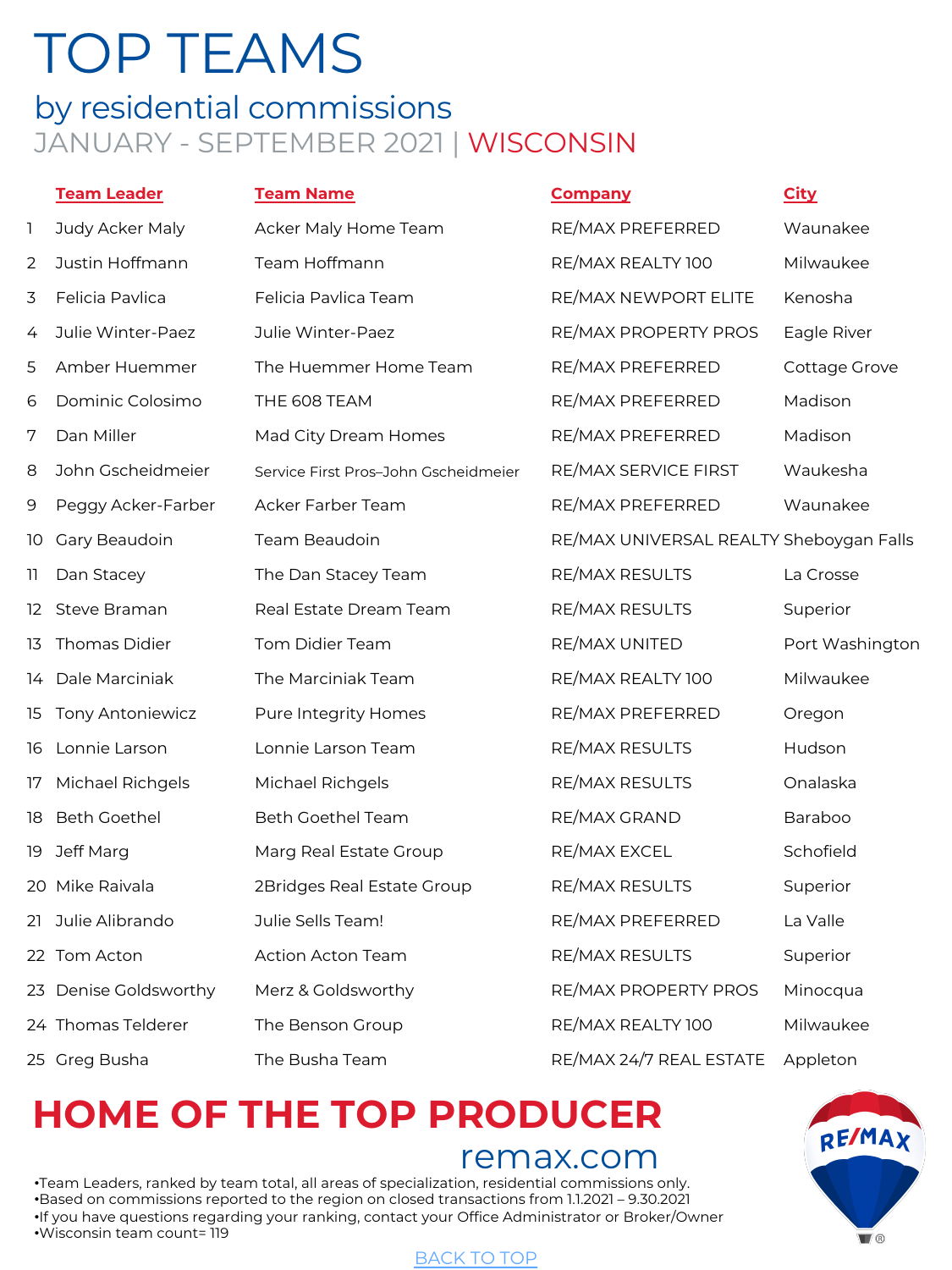# TOP TEAMS

## by residential commissions

### JANUARY - SEPTEMBER 2021 | WISCONSIN

| | Team Leader | Team Name | Company | City |
|---|---|---|---|---|
| 1 | Judy Acker Maly | Acker Maly Home Team | RE/MAX PREFERRED | Waunakee |
| 2 | Justin Hoffmann | Team Hoffmann | RE/MAX REALTY 100 | Milwaukee |
| 3 | Felicia Pavlica | Felicia Pavlica Team | RE/MAX NEWPORT ELITE | Kenosha |
| 4 | Julie Winter-Paez | Julie Winter-Paez | RE/MAX PROPERTY PROS | Eagle River |
| 5 | Amber Huemmer | The Huemmer Home Team | RE/MAX PREFERRED | Cottage Grove |
| 6 | Dominic Colosimo | THE 608 TEAM | RE/MAX PREFERRED | Madison |
| 7 | Dan Miller | Mad City Dream Homes | RE/MAX PREFERRED | Madison |
| 8 | John Gscheidmeier | Service First Pros–John Gscheidmeier | RE/MAX SERVICE FIRST | Waukesha |
| 9 | Peggy Acker-Farber | Acker Farber Team | RE/MAX PREFERRED | Waunakee |
| 10 | Gary Beaudoin | Team Beaudoin | RE/MAX UNIVERSAL REALTY | Sheboygan Falls |
| 11 | Dan Stacey | The Dan Stacey Team | RE/MAX RESULTS | La Crosse |
| 12 | Steve Braman | Real Estate Dream Team | RE/MAX RESULTS | Superior |
| 13 | Thomas Didier | Tom Didier Team | RE/MAX UNITED | Port Washington |
| 14 | Dale Marciniak | The Marciniak Team | RE/MAX REALTY 100 | Milwaukee |
| 15 | Tony Antoniewicz | Pure Integrity Homes | RE/MAX PREFERRED | Oregon |
| 16 | Lonnie Larson | Lonnie Larson Team | RE/MAX RESULTS | Hudson |
| 17 | Michael Richgels | Michael Richgels | RE/MAX RESULTS | Onalaska |
| 18 | Beth Goethel | Beth Goethel Team | RE/MAX GRAND | Baraboo |
| 19 | Jeff Marg | Marg Real Estate Group | RE/MAX EXCEL | Schofield |
| 20 | Mike Raivala | 2Bridges Real Estate Group | RE/MAX RESULTS | Superior |
| 21 | Julie Alibrando | Julie Sells Team! | RE/MAX PREFERRED | La Valle |
| 22 | Tom Acton | Action Acton Team | RE/MAX RESULTS | Superior |
| 23 | Denise Goldsworthy | Merz & Goldsworthy | RE/MAX PROPERTY PROS | Minocqua |
| 24 | Thomas Telderer | The Benson Group | RE/MAX REALTY 100 | Milwaukee |
| 25 | Greg Busha | The Busha Team | RE/MAX 24/7 REAL ESTATE | Appleton |

## HOME OF THE TOP PRODUCER

remax.com

- Team Leaders, ranked by team total, all areas of specialization, residential commissions only.
- Based on commissions reported to the region on closed transactions from 1.1.2021 – 9.30.2021
- If you have questions regarding your ranking, contact your Office Administrator or Broker/Owner
- Wisconsin team count= 119

BACK TO TOP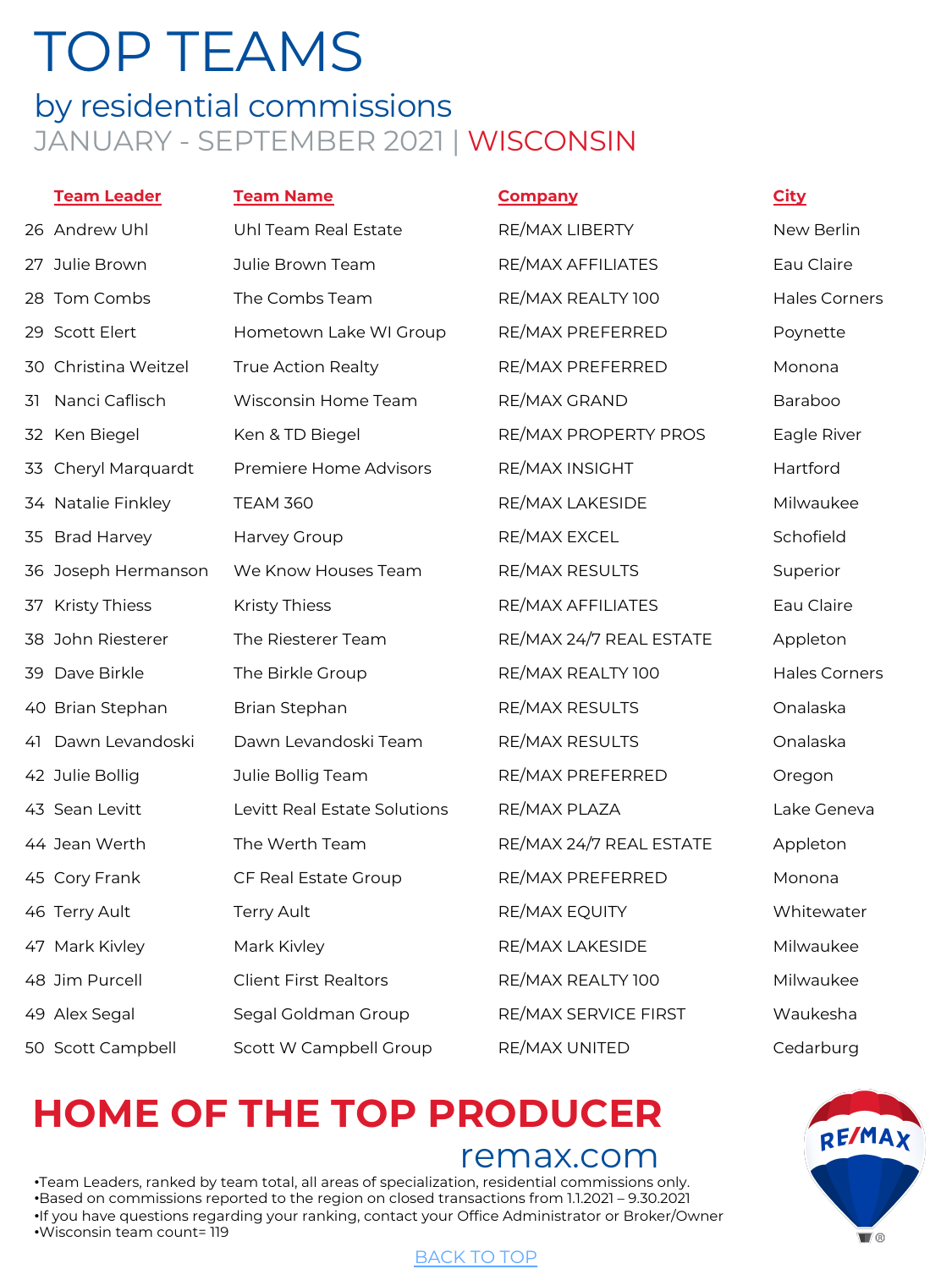# TOP TEAMS

## by residential commissions

### JANUARY - SEPTEMBER 2021 | WISCONSIN

| | Team Leader | Team Name | Company | City |
|---|---|---|---|---|
| 26 | Andrew Uhl | Uhl Team Real Estate | RE/MAX LIBERTY | New Berlin |
| 27 | Julie Brown | Julie Brown Team | RE/MAX AFFILIATES | Eau Claire |
| 28 | Tom Combs | The Combs Team | RE/MAX REALTY 100 | Hales Corners |
| 29 | Scott Elert | Hometown Lake WI Group | RE/MAX PREFERRED | Poynette |
| 30 | Christina Weitzel | True Action Realty | RE/MAX PREFERRED | Monona |
| 31 | Nanci Caflisch | Wisconsin Home Team | RE/MAX GRAND | Baraboo |
| 32 | Ken Biegel | Ken & TD Biegel | RE/MAX PROPERTY PROS | Eagle River |
| 33 | Cheryl Marquardt | Premiere Home Advisors | RE/MAX INSIGHT | Hartford |
| 34 | Natalie Finkley | TEAM 360 | RE/MAX LAKESIDE | Milwaukee |
| 35 | Brad Harvey | Harvey Group | RE/MAX EXCEL | Schofield |
| 36 | Joseph Hermanson | We Know Houses Team | RE/MAX RESULTS | Superior |
| 37 | Kristy Thiess | Kristy Thiess | RE/MAX AFFILIATES | Eau Claire |
| 38 | John Riesterer | The Riesterer Team | RE/MAX 24/7 REAL ESTATE | Appleton |
| 39 | Dave Birkle | The Birkle Group | RE/MAX REALTY 100 | Hales Corners |
| 40 | Brian Stephan | Brian Stephan | RE/MAX RESULTS | Onalaska |
| 41 | Dawn Levandoski | Dawn Levandoski Team | RE/MAX RESULTS | Onalaska |
| 42 | Julie Bollig | Julie Bollig Team | RE/MAX PREFERRED | Oregon |
| 43 | Sean Levitt | Levitt Real Estate Solutions | RE/MAX PLAZA | Lake Geneva |
| 44 | Jean Werth | The Werth Team | RE/MAX 24/7 REAL ESTATE | Appleton |
| 45 | Cory Frank | CF Real Estate Group | RE/MAX PREFERRED | Monona |
| 46 | Terry Ault | Terry Ault | RE/MAX EQUITY | Whitewater |
| 47 | Mark Kivley | Mark Kivley | RE/MAX LAKESIDE | Milwaukee |
| 48 | Jim Purcell | Client First Realtors | RE/MAX REALTY 100 | Milwaukee |
| 49 | Alex Segal | Segal Goldman Group | RE/MAX SERVICE FIRST | Waukesha |
| 50 | Scott Campbell | Scott W Campbell Group | RE/MAX UNITED | Cedarburg |

## HOME OF THE TOP PRODUCER

remax.com

- Team Leaders, ranked by team total, all areas of specialization, residential commissions only.
- Based on commissions reported to the region on closed transactions from 1.1.2021 – 9.30.2021
- If you have questions regarding your ranking, contact your Office Administrator or Broker/Owner
- Wisconsin team count= 119

BACK TO TOP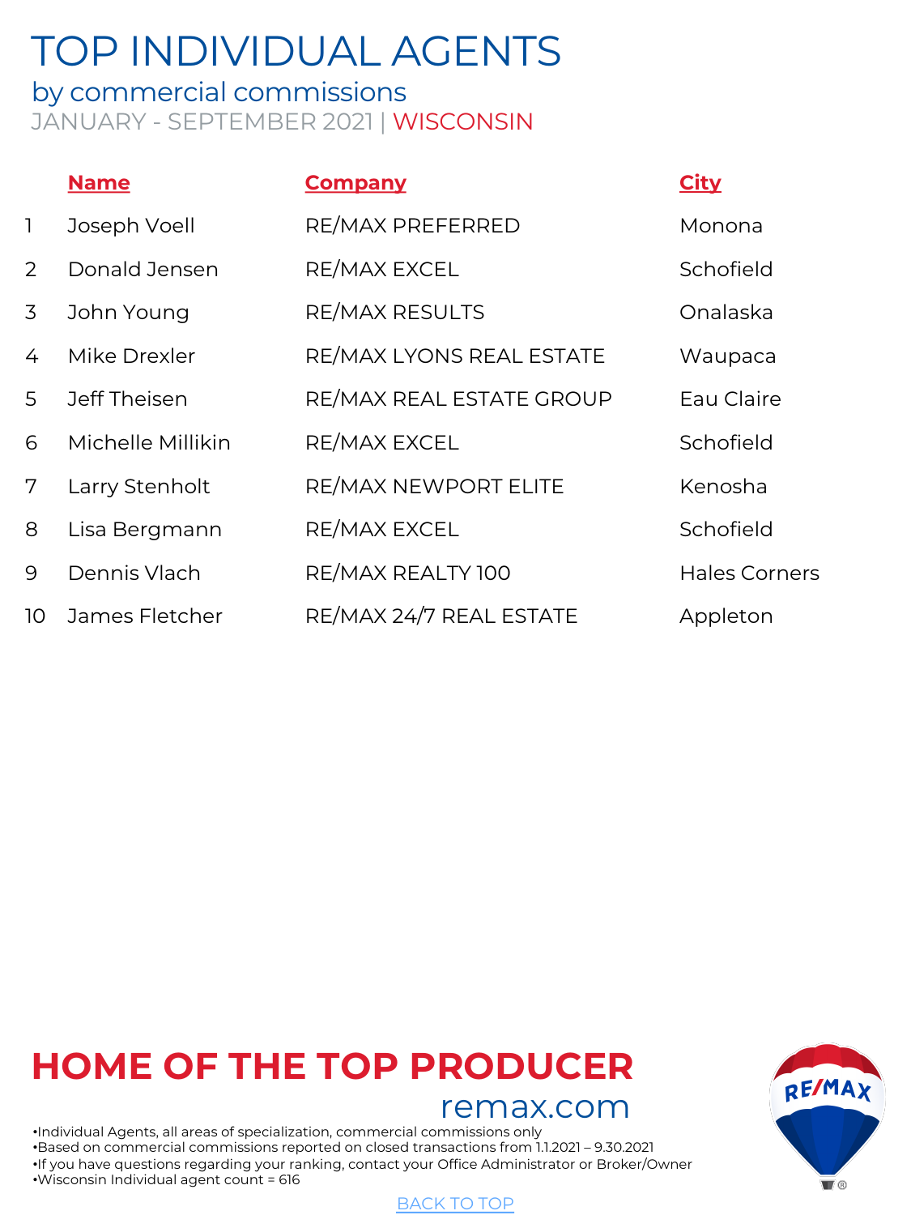# TOP INDIVIDUAL AGENTS

## by commercial commissions

JANUARY - SEPTEMBER 2021 | WISCONSIN

| | Name | Company | City |
|---|---|---|---|
| 1 | Joseph Voell | RE/MAX PREFERRED | Monona |
| 2 | Donald Jensen | RE/MAX EXCEL | Schofield |
| 3 | John Young | RE/MAX RESULTS | Onalaska |
| 4 | Mike Drexler | RE/MAX LYONS REAL ESTATE | Waupaca |
| 5 | Jeff Theisen | RE/MAX REAL ESTATE GROUP | Eau Claire |
| 6 | Michelle Millikin | RE/MAX EXCEL | Schofield |
| 7 | Larry Stenholt | RE/MAX NEWPORT ELITE | Kenosha |
| 8 | Lisa Bergmann | RE/MAX EXCEL | Schofield |
| 9 | Dennis Vlach | RE/MAX REALTY 100 | Hales Corners |
| 10 | James Fletcher | RE/MAX 24/7 REAL ESTATE | Appleton |

**HOME OF THE TOP PRODUCER**

remax.com

- Individual Agents, all areas of specialization, commercial commissions only
- Based on commercial commissions reported on closed transactions from 1.1.2021 – 9.30.2021
- If you have questions regarding your ranking, contact your Office Administrator or Broker/Owner
- Wisconsin Individual agent count = 616

BACK TO TOP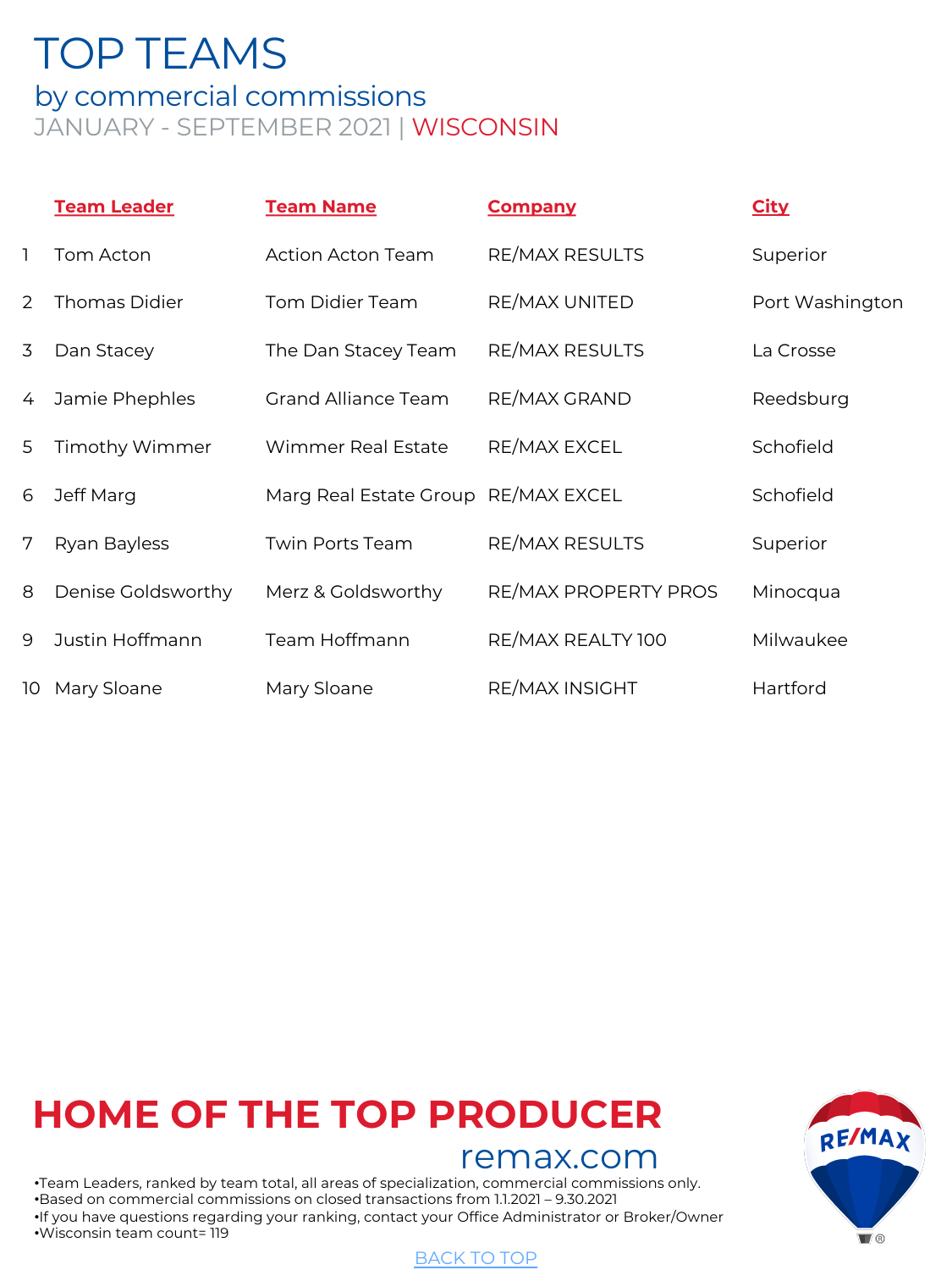# TOP TEAMS

## by commercial commissions

JANUARY - SEPTEMBER 2021 | WISCONSIN

| | Team Leader | Team Name | Company | City |
|---|---|---|---|---|
| 1 | Tom Acton | Action Acton Team | RE/MAX RESULTS | Superior |
| 2 | Thomas Didier | Tom Didier Team | RE/MAX UNITED | Port Washington |
| 3 | Dan Stacey | The Dan Stacey Team | RE/MAX RESULTS | La Crosse |
| 4 | Jamie Phephles | Grand Alliance Team | RE/MAX GRAND | Reedsburg |
| 5 | Timothy Wimmer | Wimmer Real Estate | RE/MAX EXCEL | Schofield |
| 6 | Jeff Marg | Marg Real Estate Group | RE/MAX EXCEL | Schofield |
| 7 | Ryan Bayless | Twin Ports Team | RE/MAX RESULTS | Superior |
| 8 | Denise Goldsworthy | Merz & Goldsworthy | RE/MAX PROPERTY PROS | Minocqua |
| 9 | Justin Hoffmann | Team Hoffmann | RE/MAX REALTY 100 | Milwaukee |
| 10 | Mary Sloane | Mary Sloane | RE/MAX INSIGHT | Hartford |

**HOME OF THE TOP PRODUCER**

remax.com

•Team Leaders, ranked by team total, all areas of specialization, commercial commissions only.
•Based on commercial commissions on closed transactions from 1.1.2021 – 9.30.2021
•If you have questions regarding your ranking, contact your Office Administrator or Broker/Owner
•Wisconsin team count= 119

BACK TO TOP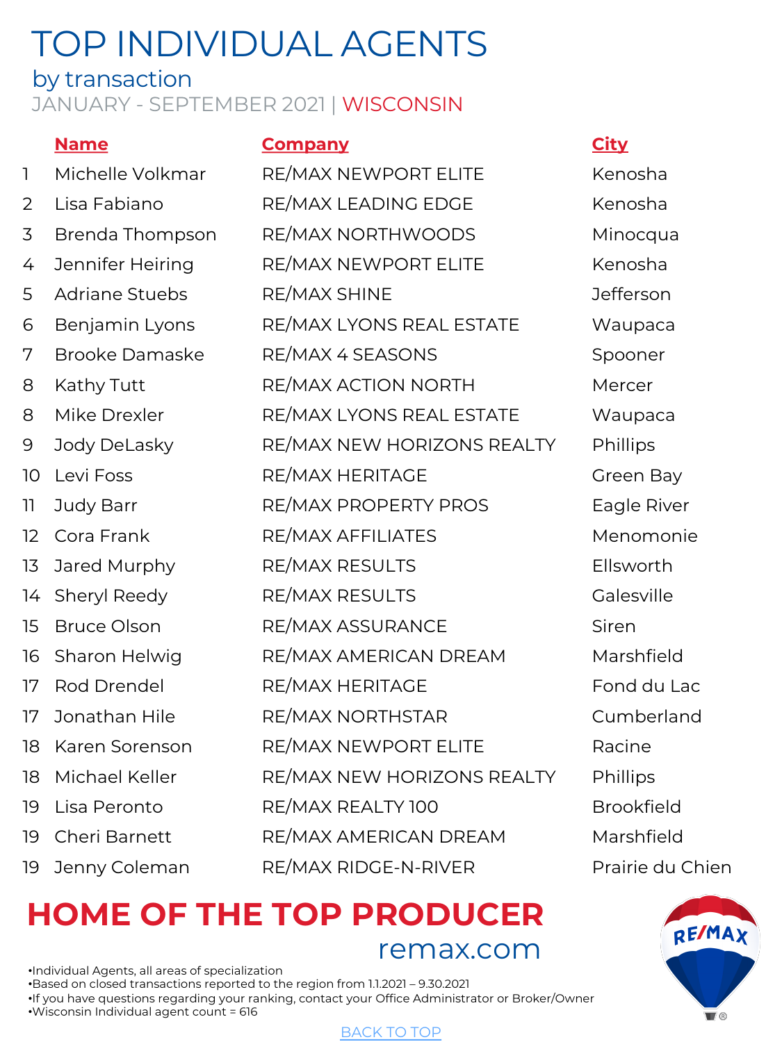# TOP INDIVIDUAL AGENTS

## by transaction

JANUARY - SEPTEMBER 2021 | WISCONSIN

| | Name | Company | City |
|---|---|---|---|
| 1 | Michelle Volkmar | RE/MAX NEWPORT ELITE | Kenosha |
| 2 | Lisa Fabiano | RE/MAX LEADING EDGE | Kenosha |
| 3 | Brenda Thompson | RE/MAX NORTHWOODS | Minocqua |
| 4 | Jennifer Heiring | RE/MAX NEWPORT ELITE | Kenosha |
| 5 | Adriane Stuebs | RE/MAX SHINE | Jefferson |
| 6 | Benjamin Lyons | RE/MAX LYONS REAL ESTATE | Waupaca |
| 7 | Brooke Damaske | RE/MAX 4 SEASONS | Spooner |
| 8 | Kathy Tutt | RE/MAX ACTION NORTH | Mercer |
| 8 | Mike Drexler | RE/MAX LYONS REAL ESTATE | Waupaca |
| 9 | Jody DeLasky | RE/MAX NEW HORIZONS REALTY | Phillips |
| 10 | Levi Foss | RE/MAX HERITAGE | Green Bay |
| 11 | Judy Barr | RE/MAX PROPERTY PROS | Eagle River |
| 12 | Cora Frank | RE/MAX AFFILIATES | Menomonie |
| 13 | Jared Murphy | RE/MAX RESULTS | Ellsworth |
| 14 | Sheryl Reedy | RE/MAX RESULTS | Galesville |
| 15 | Bruce Olson | RE/MAX ASSURANCE | Siren |
| 16 | Sharon Helwig | RE/MAX AMERICAN DREAM | Marshfield |
| 17 | Rod Drendel | RE/MAX HERITAGE | Fond du Lac |
| 17 | Jonathan Hile | RE/MAX NORTHSTAR | Cumberland |
| 18 | Karen Sorenson | RE/MAX NEWPORT ELITE | Racine |
| 18 | Michael Keller | RE/MAX NEW HORIZONS REALTY | Phillips |
| 19 | Lisa Peronto | RE/MAX REALTY 100 | Brookfield |
| 19 | Cheri Barnett | RE/MAX AMERICAN DREAM | Marshfield |
| 19 | Jenny Coleman | RE/MAX RIDGE-N-RIVER | Prairie du Chien |

**HOME OF THE TOP PRODUCER**

remax.com

- Individual Agents, all areas of specialization
- Based on closed transactions reported to the region from 1.1.2021 – 9.30.2021
- If you have questions regarding your ranking, contact your Office Administrator or Broker/Owner
- Wisconsin Individual agent count = 616

BACK TO TOP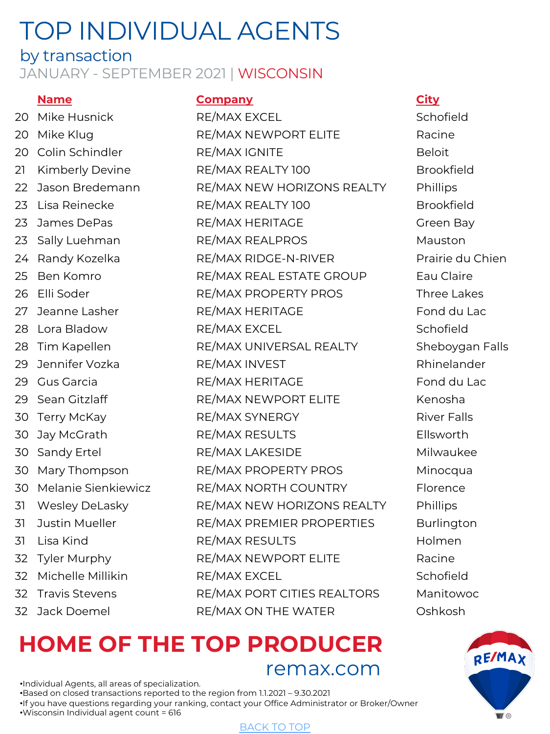# TOP INDIVIDUAL AGENTS

## by transaction

JANUARY - SEPTEMBER 2021 | WISCONSIN

| | Name | Company | City |
|---|---|---|---|
| 20 | Mike Husnick | RE/MAX EXCEL | Schofield |
| 20 | Mike Klug | RE/MAX NEWPORT ELITE | Racine |
| 20 | Colin Schindler | RE/MAX IGNITE | Beloit |
| 21 | Kimberly Devine | RE/MAX REALTY 100 | Brookfield |
| 22 | Jason Bredemann | RE/MAX NEW HORIZONS REALTY | Phillips |
| 23 | Lisa Reinecke | RE/MAX REALTY 100 | Brookfield |
| 23 | James DePas | RE/MAX HERITAGE | Green Bay |
| 23 | Sally Luehman | RE/MAX REALPROS | Mauston |
| 24 | Randy Kozelka | RE/MAX RIDGE-N-RIVER | Prairie du Chien |
| 25 | Ben Komro | RE/MAX REAL ESTATE GROUP | Eau Claire |
| 26 | Elli Soder | RE/MAX PROPERTY PROS | Three Lakes |
| 27 | Jeanne Lasher | RE/MAX HERITAGE | Fond du Lac |
| 28 | Lora Bladow | RE/MAX EXCEL | Schofield |
| 28 | Tim Kapellen | RE/MAX UNIVERSAL REALTY | Sheboygan Falls |
| 29 | Jennifer Vozka | RE/MAX INVEST | Rhinelander |
| 29 | Gus Garcia | RE/MAX HERITAGE | Fond du Lac |
| 29 | Sean Gitzlaff | RE/MAX NEWPORT ELITE | Kenosha |
| 30 | Terry McKay | RE/MAX SYNERGY | River Falls |
| 30 | Jay McGrath | RE/MAX RESULTS | Ellsworth |
| 30 | Sandy Ertel | RE/MAX LAKESIDE | Milwaukee |
| 30 | Mary Thompson | RE/MAX PROPERTY PROS | Minocqua |
| 30 | Melanie Sienkiewicz | RE/MAX NORTH COUNTRY | Florence |
| 31 | Wesley DeLasky | RE/MAX NEW HORIZONS REALTY | Phillips |
| 31 | Justin Mueller | RE/MAX PREMIER PROPERTIES | Burlington |
| 31 | Lisa Kind | RE/MAX RESULTS | Holmen |
| 32 | Tyler Murphy | RE/MAX NEWPORT ELITE | Racine |
| 32 | Michelle Millikin | RE/MAX EXCEL | Schofield |
| 32 | Travis Stevens | RE/MAX PORT CITIES REALTORS | Manitowoc |
| 32 | Jack Doemel | RE/MAX ON THE WATER | Oshkosh |

**HOME OF THE TOP PRODUCER**

remax.com

- Individual Agents, all areas of specialization.
- Based on closed transactions reported to the region from 1.1.2021 – 9.30.2021
- If you have questions regarding your ranking, contact your Office Administrator or Broker/Owner
- Wisconsin Individual agent count = 616

BACK TO TOP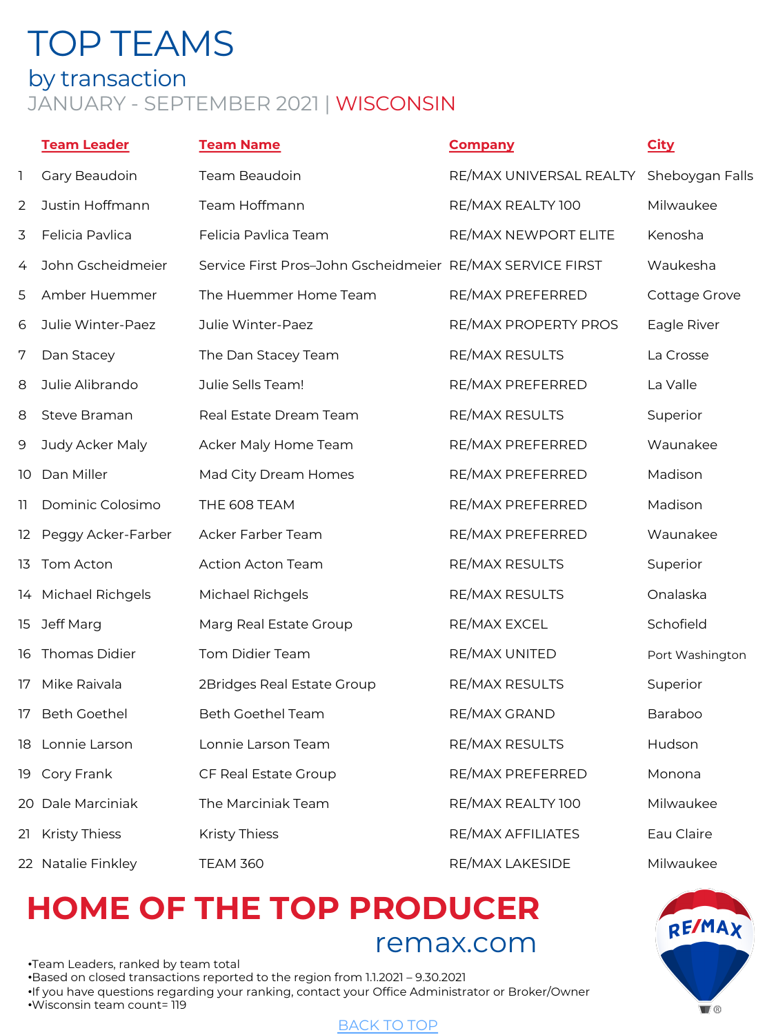# TOP TEAMS

## by transaction

JANUARY - SEPTEMBER 2021 | WISCONSIN

| | Team Leader | Team Name | Company | City |
|---|---|---|---|---|
| 1 | Gary Beaudoin | Team Beaudoin | RE/MAX UNIVERSAL REALTY | Sheboygan Falls |
| 2 | Justin Hoffmann | Team Hoffmann | RE/MAX REALTY 100 | Milwaukee |
| 3 | Felicia Pavlica | Felicia Pavlica Team | RE/MAX NEWPORT ELITE | Kenosha |
| 4 | John Gscheidmeier | Service First Pros–John Gscheidmeier | RE/MAX SERVICE FIRST | Waukesha |
| 5 | Amber Huemmer | The Huemmer Home Team | RE/MAX PREFERRED | Cottage Grove |
| 6 | Julie Winter-Paez | Julie Winter-Paez | RE/MAX PROPERTY PROS | Eagle River |
| 7 | Dan Stacey | The Dan Stacey Team | RE/MAX RESULTS | La Crosse |
| 8 | Julie Alibrando | Julie Sells Team! | RE/MAX PREFERRED | La Valle |
| 8 | Steve Braman | Real Estate Dream Team | RE/MAX RESULTS | Superior |
| 9 | Judy Acker Maly | Acker Maly Home Team | RE/MAX PREFERRED | Waunakee |
| 10 | Dan Miller | Mad City Dream Homes | RE/MAX PREFERRED | Madison |
| 11 | Dominic Colosimo | THE 608 TEAM | RE/MAX PREFERRED | Madison |
| 12 | Peggy Acker-Farber | Acker Farber Team | RE/MAX PREFERRED | Waunakee |
| 13 | Tom Acton | Action Acton Team | RE/MAX RESULTS | Superior |
| 14 | Michael Richgels | Michael Richgels | RE/MAX RESULTS | Onalaska |
| 15 | Jeff Marg | Marg Real Estate Group | RE/MAX EXCEL | Schofield |
| 16 | Thomas Didier | Tom Didier Team | RE/MAX UNITED | Port Washington |
| 17 | Mike Raivala | 2Bridges Real Estate Group | RE/MAX RESULTS | Superior |
| 17 | Beth Goethel | Beth Goethel Team | RE/MAX GRAND | Baraboo |
| 18 | Lonnie Larson | Lonnie Larson Team | RE/MAX RESULTS | Hudson |
| 19 | Cory Frank | CF Real Estate Group | RE/MAX PREFERRED | Monona |
| 20 | Dale Marciniak | The Marciniak Team | RE/MAX REALTY 100 | Milwaukee |
| 21 | Kristy Thiess | Kristy Thiess | RE/MAX AFFILIATES | Eau Claire |
| 22 | Natalie Finkley | TEAM 360 | RE/MAX LAKESIDE | Milwaukee |

**HOME OF THE TOP PRODUCER**

remax.com

- Team Leaders, ranked by team total
- Based on closed transactions reported to the region from 1.1.2021 – 9.30.2021
- If you have questions regarding your ranking, contact your Office Administrator or Broker/Owner
- Wisconsin team count= 119

BACK TO TOP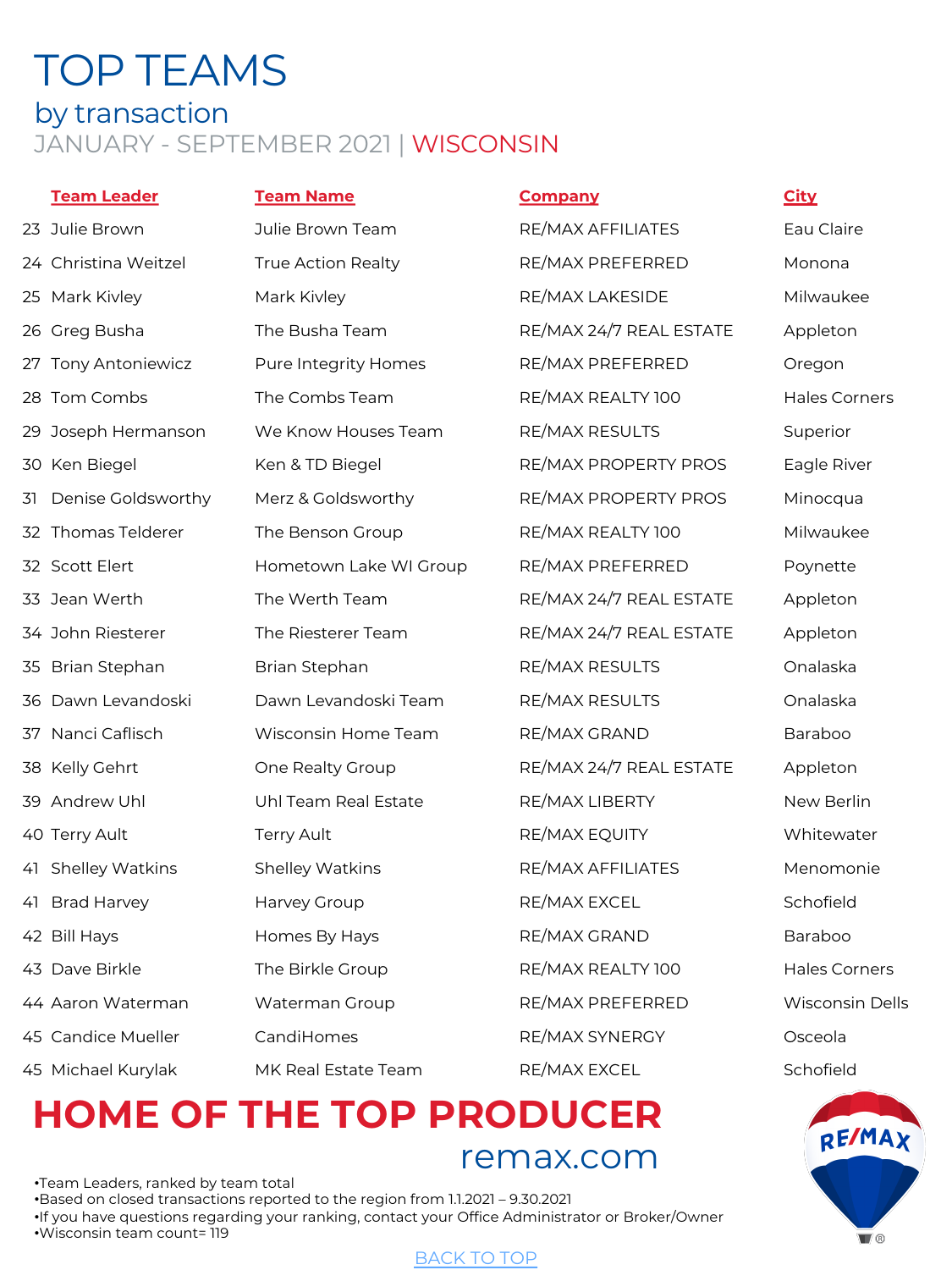# TOP TEAMS

## by transaction

JANUARY - SEPTEMBER 2021 | WISCONSIN

| | Team Leader | Team Name | Company | City |
|---|---|---|---|---|
| 23 | Julie Brown | Julie Brown Team | RE/MAX AFFILIATES | Eau Claire |
| 24 | Christina Weitzel | True Action Realty | RE/MAX PREFERRED | Monona |
| 25 | Mark Kivley | Mark Kivley | RE/MAX LAKESIDE | Milwaukee |
| 26 | Greg Busha | The Busha Team | RE/MAX 24/7 REAL ESTATE | Appleton |
| 27 | Tony Antoniewicz | Pure Integrity Homes | RE/MAX PREFERRED | Oregon |
| 28 | Tom Combs | The Combs Team | RE/MAX REALTY 100 | Hales Corners |
| 29 | Joseph Hermanson | We Know Houses Team | RE/MAX RESULTS | Superior |
| 30 | Ken Biegel | Ken & TD Biegel | RE/MAX PROPERTY PROS | Eagle River |
| 31 | Denise Goldsworthy | Merz & Goldsworthy | RE/MAX PROPERTY PROS | Minocqua |
| 32 | Thomas Telderer | The Benson Group | RE/MAX REALTY 100 | Milwaukee |
| 32 | Scott Elert | Hometown Lake WI Group | RE/MAX PREFERRED | Poynette |
| 33 | Jean Werth | The Werth Team | RE/MAX 24/7 REAL ESTATE | Appleton |
| 34 | John Riesterer | The Riesterer Team | RE/MAX 24/7 REAL ESTATE | Appleton |
| 35 | Brian Stephan | Brian Stephan | RE/MAX RESULTS | Onalaska |
| 36 | Dawn Levandoski | Dawn Levandoski Team | RE/MAX RESULTS | Onalaska |
| 37 | Nanci Caflisch | Wisconsin Home Team | RE/MAX GRAND | Baraboo |
| 38 | Kelly Gehrt | One Realty Group | RE/MAX 24/7 REAL ESTATE | Appleton |
| 39 | Andrew Uhl | Uhl Team Real Estate | RE/MAX LIBERTY | New Berlin |
| 40 | Terry Ault | Terry Ault | RE/MAX EQUITY | Whitewater |
| 41 | Shelley Watkins | Shelley Watkins | RE/MAX AFFILIATES | Menomonie |
| 41 | Brad Harvey | Harvey Group | RE/MAX EXCEL | Schofield |
| 42 | Bill Hays | Homes By Hays | RE/MAX GRAND | Baraboo |
| 43 | Dave Birkle | The Birkle Group | RE/MAX REALTY 100 | Hales Corners |
| 44 | Aaron Waterman | Waterman Group | RE/MAX PREFERRED | Wisconsin Dells |
| 45 | Candice Mueller | CandiHomes | RE/MAX SYNERGY | Osceola |
| 45 | Michael Kurylak | MK Real Estate Team | RE/MAX EXCEL | Schofield |

**HOME OF THE TOP PRODUCER**

remax.com

- Team Leaders, ranked by team total
- Based on closed transactions reported to the region from 1.1.2021 – 9.30.2021
- If you have questions regarding your ranking, contact your Office Administrator or Broker/Owner
- Wisconsin team count= 119

BACK TO TOP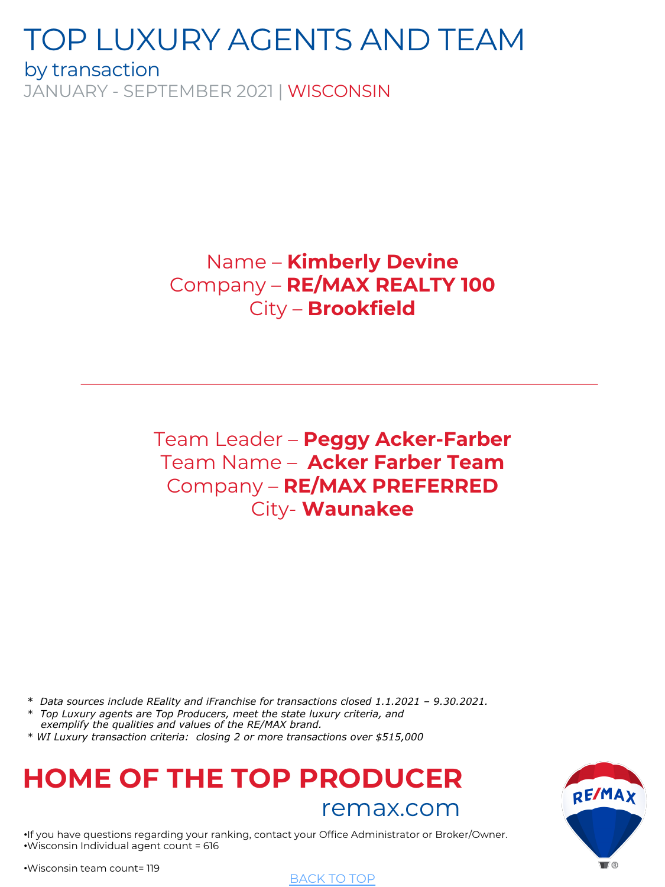# TOP LUXURY AGENTS AND TEAM

## by transaction

JANUARY - SEPTEMBER 2021 | WISCONSIN

Name – **Kimberly Devine**
Company – **RE/MAX REALTY 100**
City – **Brookfield**

---

Team Leader – **Peggy Acker-Farber**
Team Name – **Acker Farber Team**
Company – **RE/MAX PREFERRED**
City- **Waunakee**

* *Data sources include REality and iFranchise for transactions closed 1.1.2021 – 9.30.2021.*
* *Top Luxury agents are Top Producers, meet the state luxury criteria, and exemplify the qualities and values of the RE/MAX brand.*
* *WI Luxury transaction criteria: closing 2 or more transactions over $515,000*

**HOME OF THE TOP PRODUCER**

remax.com

•If you have questions regarding your ranking, contact your Office Administrator or Broker/Owner.
•Wisconsin Individual agent count = 616

•Wisconsin team count= 119

BACK TO TOP